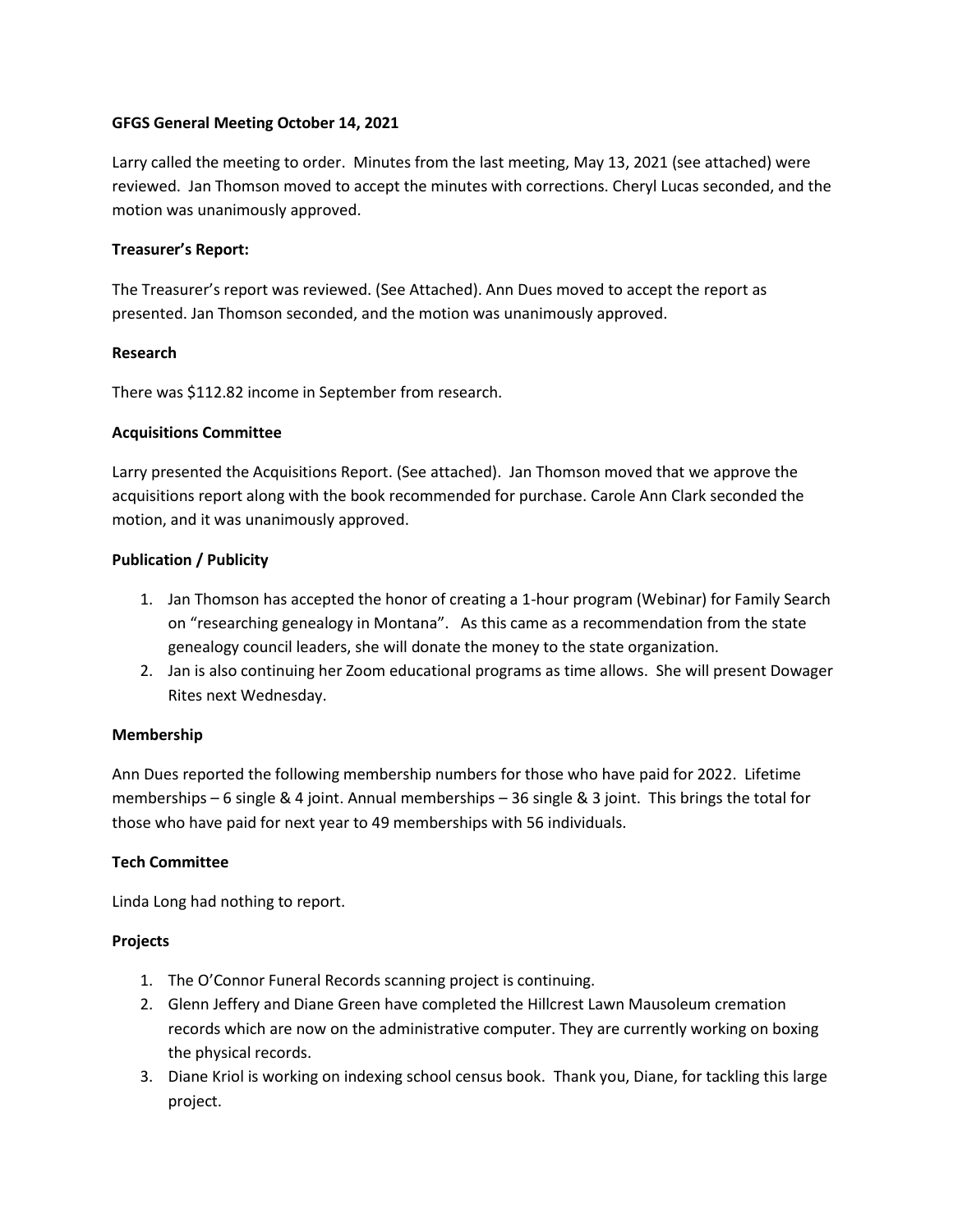**GFGS General Meeting October 14, 2021**

Larry called the meeting to order. Minutes from the last meeting, May 13, 2021 (see attached) were reviewed. Jan Thomson moved to accept the minutes with corrections. Cheryl Lucas seconded, and the motion was unanimously approved.

**Treasurer's Report:**

The Treasurer's report was reviewed. (See Attached). Ann Dues moved to accept the report as presented. Jan Thomson seconded, and the motion was unanimously approved.

**Research**

There was $112.82 income in September from research.

**Acquisitions Committee**

Larry presented the Acquisitions Report. (See attached). Jan Thomson moved that we approve the acquisitions report along with the book recommended for purchase. Carole Ann Clark seconded the motion, and it was unanimously approved.

**Publication / Publicity**

1. Jan Thomson has accepted the honor of creating a 1-hour program (Webinar) for Family Search on "researching genealogy in Montana". As this came as a recommendation from the state genealogy council leaders, she will donate the money to the state organization.
2. Jan is also continuing her Zoom educational programs as time allows. She will present Dowager Rites next Wednesday.

**Membership**

Ann Dues reported the following membership numbers for those who have paid for 2022. Lifetime memberships – 6 single & 4 joint. Annual memberships – 36 single & 3 joint. This brings the total for those who have paid for next year to 49 memberships with 56 individuals.

**Tech Committee**

Linda Long had nothing to report.

**Projects**

1. The O'Connor Funeral Records scanning project is continuing.
2. Glenn Jeffery and Diane Green have completed the Hillcrest Lawn Mausoleum cremation records which are now on the administrative computer. They are currently working on boxing the physical records.
3. Diane Kriol is working on indexing school census book. Thank you, Diane, for tackling this large project.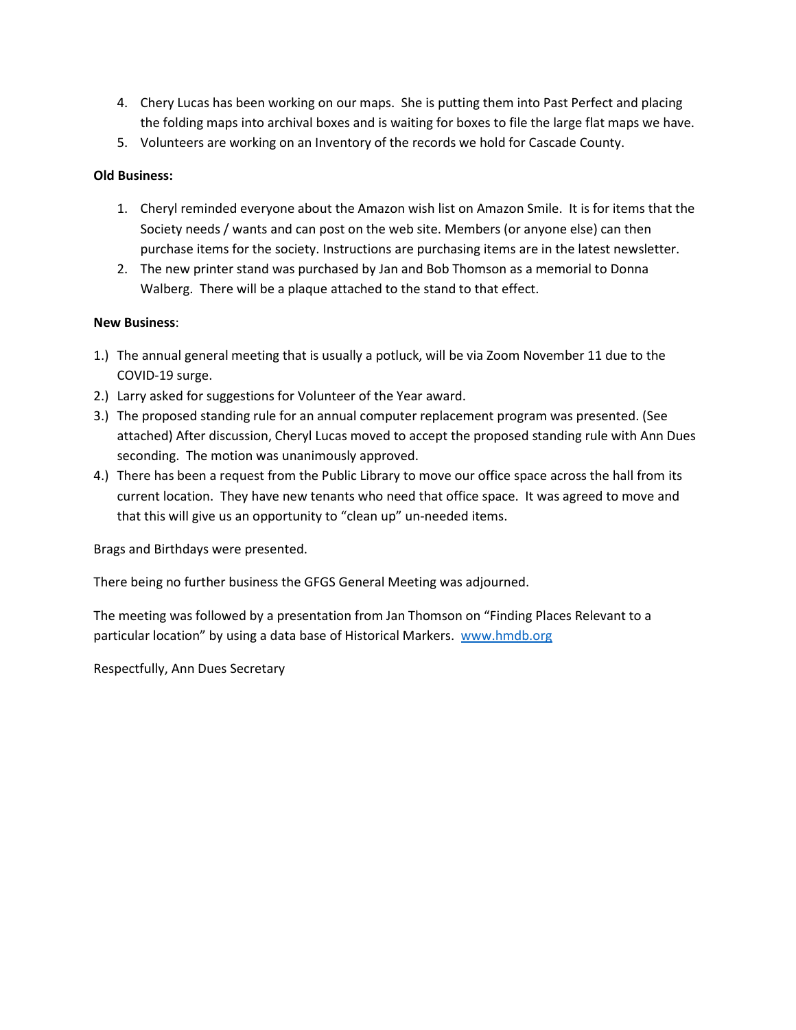4. Chery Lucas has been working on our maps. She is putting them into Past Perfect and placing the folding maps into archival boxes and is waiting for boxes to file the large flat maps we have.
5. Volunteers are working on an Inventory of the records we hold for Cascade County.

**Old Business:**

1. Cheryl reminded everyone about the Amazon wish list on Amazon Smile. It is for items that the Society needs / wants and can post on the web site. Members (or anyone else) can then purchase items for the society. Instructions are purchasing items are in the latest newsletter.
2. The new printer stand was purchased by Jan and Bob Thomson as a memorial to Donna Walberg. There will be a plaque attached to the stand to that effect.

**New Business**:

1.) The annual general meeting that is usually a potluck, will be via Zoom November 11 due to the COVID-19 surge.

2.) Larry asked for suggestions for Volunteer of the Year award.

3.) The proposed standing rule for an annual computer replacement program was presented. (See attached) After discussion, Cheryl Lucas moved to accept the proposed standing rule with Ann Dues seconding. The motion was unanimously approved.

4.) There has been a request from the Public Library to move our office space across the hall from its current location. They have new tenants who need that office space. It was agreed to move and that this will give us an opportunity to "clean up" un-needed items.

Brags and Birthdays were presented.

There being no further business the GFGS General Meeting was adjourned.

The meeting was followed by a presentation from Jan Thomson on "Finding Places Relevant to a particular location" by using a data base of Historical Markers. [www.hmdb.org](http://www.hmdb.org)

Respectfully, Ann Dues Secretary